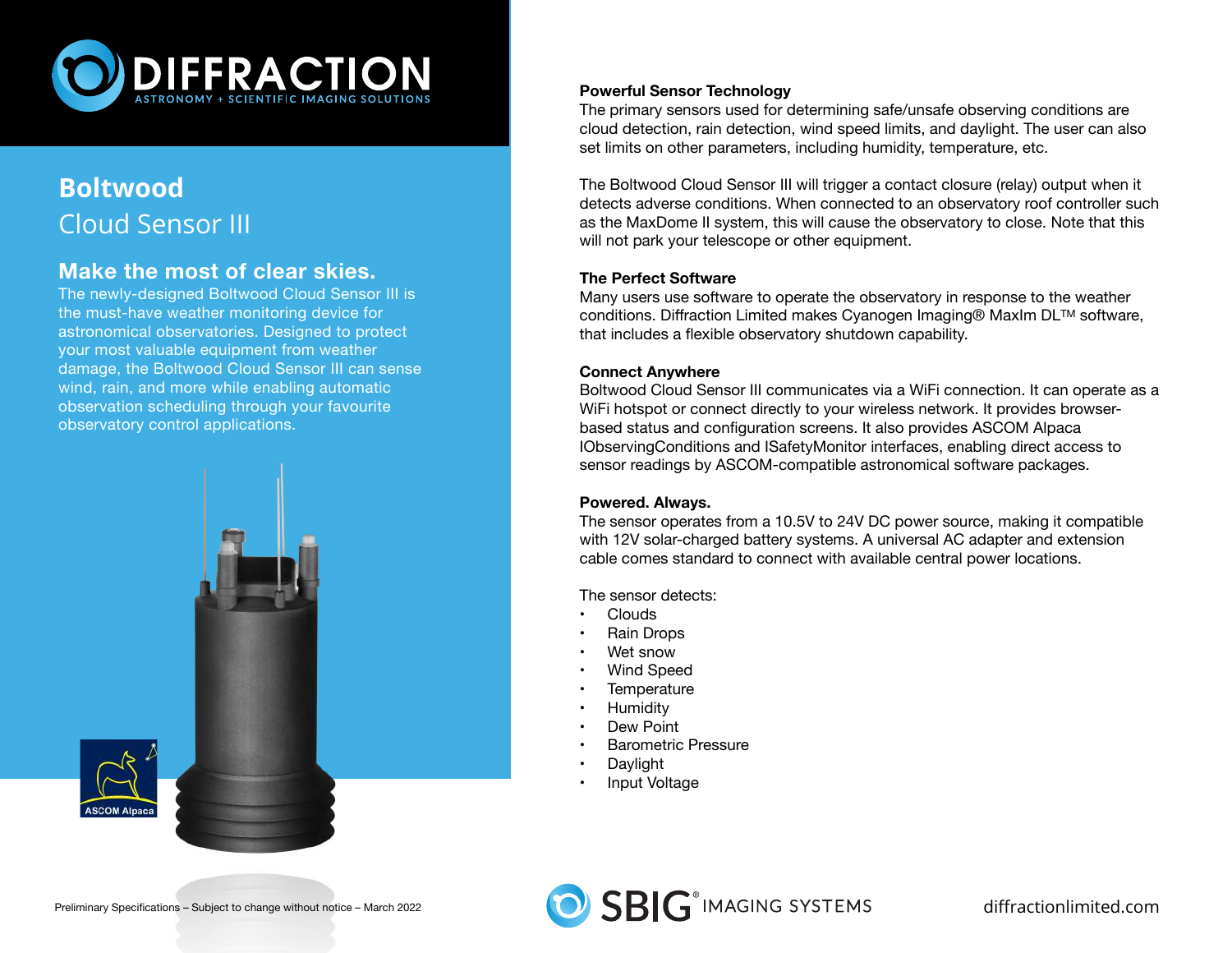# Boltwood Cloud Sensor III

## Make the most of clear skies.

The newly-designed Boltwood Cloud Sensor III is the must-have weather monitoring device for astronomical observatories. Designed to protect your most valuable equipment from weather damage, the Boltwood Cloud Sensor III can sense wind, rain, and more while enabling automatic observation scheduling through your favourite observatory control applications.

### Powerful Sensor Technology

The primary sensors used for determining safe/unsafe observing conditions are cloud detection, rain detection, wind speed limits, and daylight. The user can also set limits on other parameters, including humidity, temperature, etc.

The Boltwood Cloud Sensor III will trigger a contact closure (relay) output when it detects adverse conditions. When connected to an observatory roof controller such as the MaxDome II system, this will cause the observatory to close. Note that this will not park your telescope or other equipment.

### The Perfect Software

Many users use software to operate the observatory in response to the weather conditions. Diffraction Limited makes Cyanogen Imaging® MaxIm DL™ software, that includes a flexible observatory shutdown capability.

### Connect Anywhere

Boltwood Cloud Sensor III communicates via a WiFi connection. It can operate as a WiFi hotspot or connect directly to your wireless network. It provides browser-based status and configuration screens. It also provides ASCOM Alpaca IObservingConditions and ISafetyMonitor interfaces, enabling direct access to sensor readings by ASCOM-compatible astronomical software packages.

### Powered. Always.

The sensor operates from a 10.5V to 24V DC power source, making it compatible with 12V solar-charged battery systems. A universal AC adapter and extension cable comes standard to connect with available central power locations.

The sensor detects:

- Clouds
- Rain Drops
- Wet snow
- Wind Speed
- Temperature
- Humidity
- Dew Point
- Barometric Pressure
- Daylight
- Input Voltage

Preliminary Specifications – Subject to change without notice – March 2022

diffractionlimited.com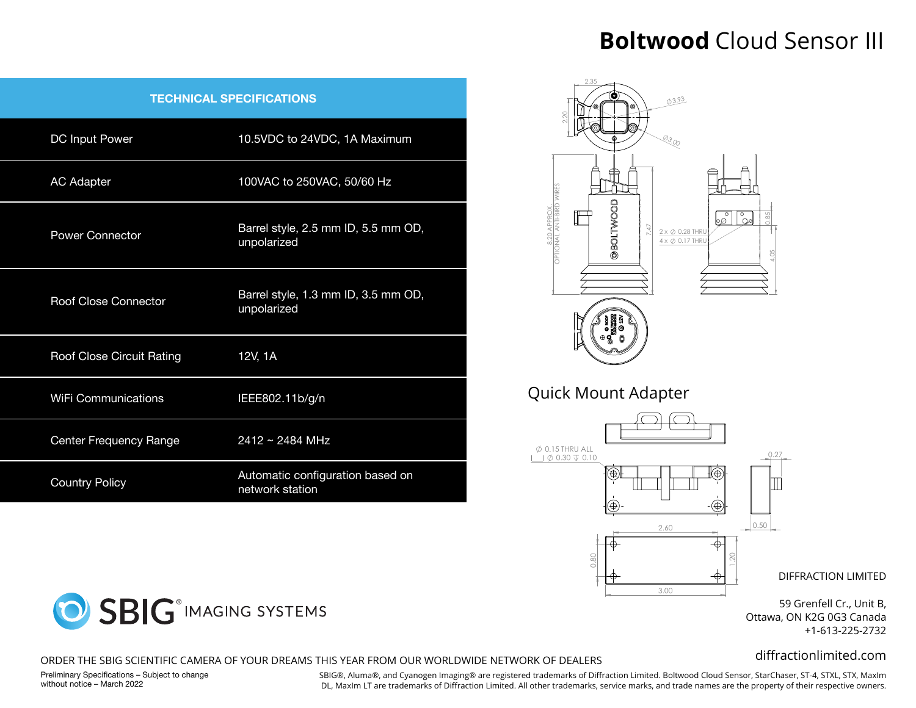# **Boltwood** Cloud Sensor III

| TECHNICAL SPECIFICATIONS | |
|---|---|
| DC Input Power | 10.5VDC to 24VDC, 1A Maximum |
| AC Adapter | 100VAC to 250VAC, 50/60 Hz |
| Power Connector | Barrel style, 2.5 mm ID, 5.5 mm OD, unpolarized |
| Roof Close Connector | Barrel style, 1.3 mm ID, 3.5 mm OD, unpolarized |
| Roof Close Circuit Rating | 12V, 1A |
| WiFi Communications | IEEE802.11b/g/n |
| Center Frequency Range | 2412 ~ 2484 MHz |
| Country Policy | Automatic configuration based on network station |

2.35
2.20
Ø3.93
Ø3.00
8.20 APPROX.
OPTIONAL ANTI-BIRD WIRES
7.47
2 x Ø 0.28 THRU
4 x Ø 0.17 THRU
0.85
4.05

## Quick Mount Adapter

Ø 0.15 THRU ALL
⌴ Ø 0.30 ↧ 0.10
0.27
0.50
2.60
0.80
1.20
3.00

SBIG® IMAGING SYSTEMS

DIFFRACTION LIMITED

59 Grenfell Cr., Unit B,
Ottawa, ON K2G 0G3 Canada
+1-613-225-2732

diffractionlimited.com

ORDER THE SBIG SCIENTIFIC CAMERA OF YOUR DREAMS THIS YEAR FROM OUR WORLDWIDE NETWORK OF DEALERS

Preliminary Specifications – Subject to change without notice – March 2022

SBIG®, Aluma®, and Cyanogen Imaging® are registered trademarks of Diffraction Limited. Boltwood Cloud Sensor, StarChaser, ST-4, STXL, STX, MaxIm DL, MaxIm LT are trademarks of Diffraction Limited. All other trademarks, service marks, and trade names are the property of their respective owners.